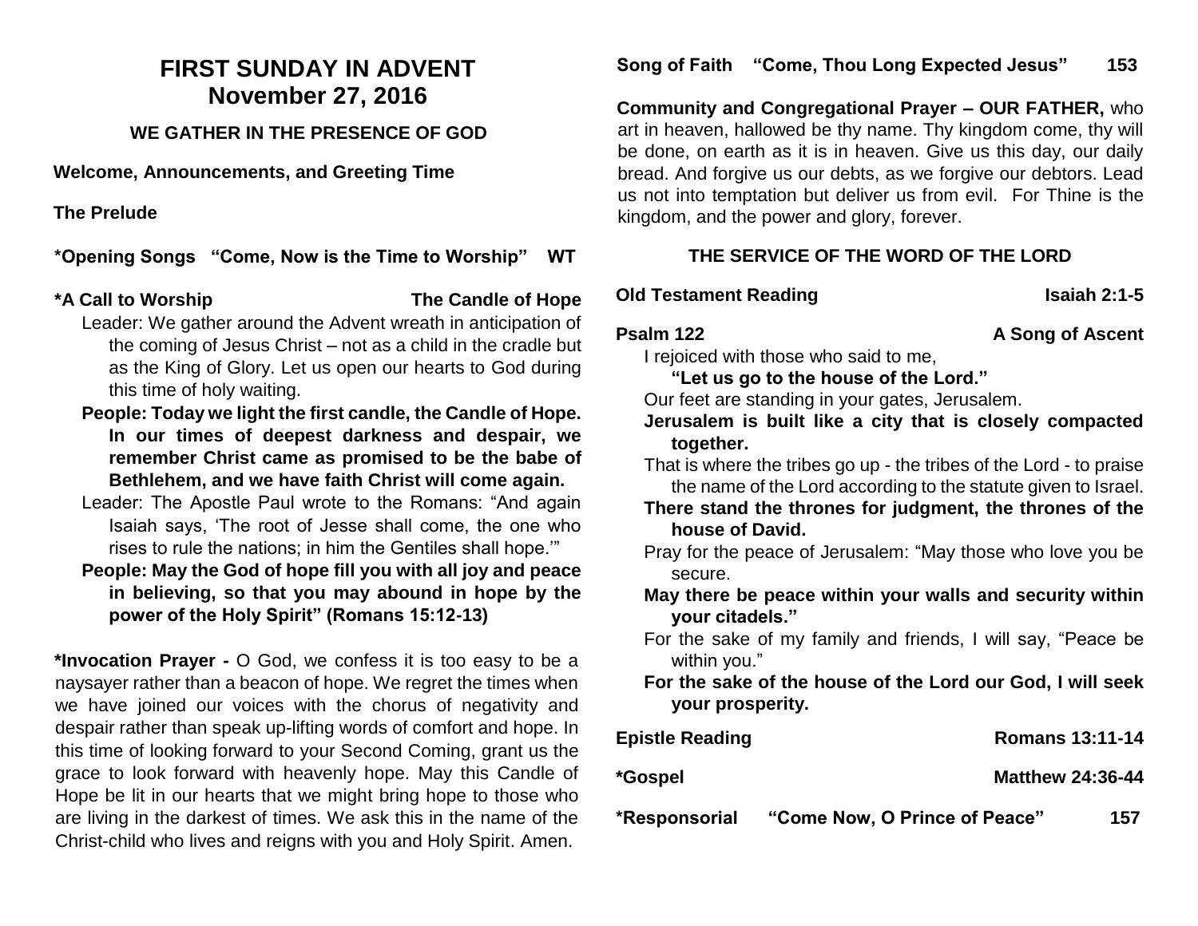# FIRST SUNDAY IN ADVENT
## November 27, 2016

### WE GATHER IN THE PRESENCE OF GOD

**Welcome, Announcements, and Greeting Time**

**The Prelude**

**\*Opening Songs "Come, Now is the Time to Worship" WT**

**\*A Call to Worship — The Candle of Hope**

Leader: We gather around the Advent wreath in anticipation of the coming of Jesus Christ – not as a child in the cradle but as the King of Glory. Let us open our hearts to God during this time of holy waiting.

**People: Today we light the first candle, the Candle of Hope. In our times of deepest darkness and despair, we remember Christ came as promised to be the babe of Bethlehem, and we have faith Christ will come again.**

Leader: The Apostle Paul wrote to the Romans: "And again Isaiah says, 'The root of Jesse shall come, the one who rises to rule the nations; in him the Gentiles shall hope.'"

**People: May the God of hope fill you with all joy and peace in believing, so that you may abound in hope by the power of the Holy Spirit" (Romans 15:12-13)**

**\*Invocation Prayer -** O God, we confess it is too easy to be a naysayer rather than a beacon of hope. We regret the times when we have joined our voices with the chorus of negativity and despair rather than speak up-lifting words of comfort and hope. In this time of looking forward to your Second Coming, grant us the grace to look forward with heavenly hope. May this Candle of Hope be lit in our hearts that we might bring hope to those who are living in the darkest of times. We ask this in the name of the Christ-child who lives and reigns with you and Holy Spirit. Amen.

**Song of Faith "Come, Thou Long Expected Jesus" 153**

**Community and Congregational Prayer – OUR FATHER,** who art in heaven, hallowed be thy name. Thy kingdom come, thy will be done, on earth as it is in heaven. Give us this day, our daily bread. And forgive us our debts, as we forgive our debtors. Lead us not into temptation but deliver us from evil. For Thine is the kingdom, and the power and glory, forever.

### THE SERVICE OF THE WORD OF THE LORD

**Old Testament Reading — Isaiah 2:1-5**

**Psalm 122 — A Song of Ascent**

I rejoiced with those who said to me,
**"Let us go to the house of the Lord."**

Our feet are standing in your gates, Jerusalem.

**Jerusalem is built like a city that is closely compacted together.**

That is where the tribes go up - the tribes of the Lord - to praise the name of the Lord according to the statute given to Israel.

**There stand the thrones for judgment, the thrones of the house of David.**

Pray for the peace of Jerusalem: "May those who love you be secure.

**May there be peace within your walls and security within your citadels."**

For the sake of my family and friends, I will say, "Peace be within you."

**For the sake of the house of the Lord our God, I will seek your prosperity.**

**Epistle Reading — Romans 13:11-14**

**\*Gospel — Matthew 24:36-44**

**\*Responsorial "Come Now, O Prince of Peace" 157**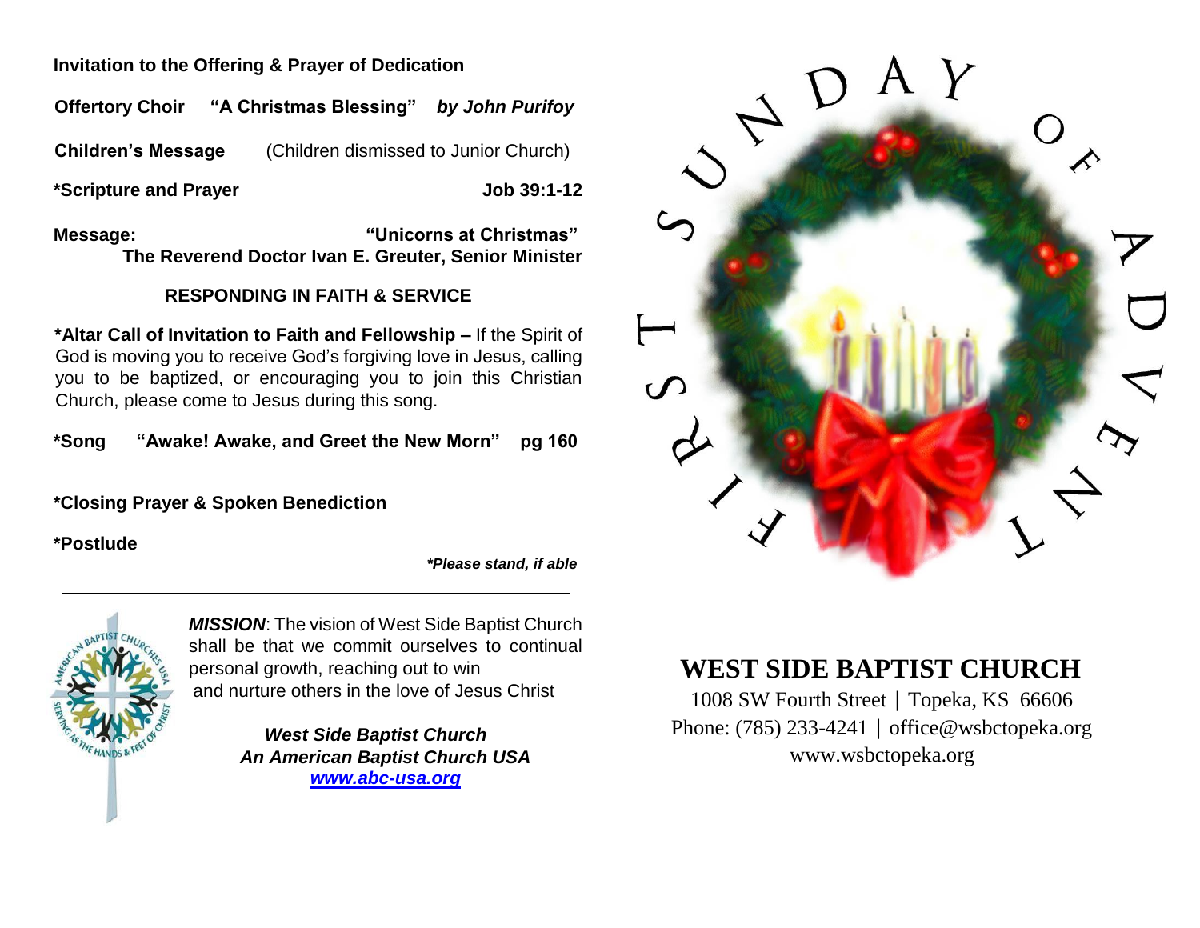**Invitation to the Offering & Prayer of Dedication**

**Offertory Choir** **"A Christmas Blessing"** ***by John Purifoy***

**Children's Message** (Children dismissed to Junior Church)

**\*Scripture and Prayer** **Job 39:1-12**

**Message:** **"Unicorns at Christmas"**
**The Reverend Doctor Ivan E. Greuter, Senior Minister**

**RESPONDING IN FAITH & SERVICE**

**\*Altar Call of Invitation to Faith and Fellowship –** If the Spirit of God is moving you to receive God's forgiving love in Jesus, calling you to be baptized, or encouraging you to join this Christian Church, please come to Jesus during this song.

**\*Song** **"Awake! Awake, and Greet the New Morn"** **pg 160**

**\*Closing Prayer & Spoken Benediction**

**\*Postlude**

***\*Please stand, if able***

---

***MISSION***: The vision of West Side Baptist Church shall be that we commit ourselves to continual personal growth, reaching out to win and nurture others in the love of Jesus Christ

***West Side Baptist Church***
***An American Baptist Church USA***
***www.abc-usa.org***

FIRST SUNDAY OF ADVENT

# WEST SIDE BAPTIST CHURCH

1008 SW Fourth Street | Topeka, KS 66606
Phone: (785) 233-4241 | office@wsbctopeka.org
www.wsbctopeka.org